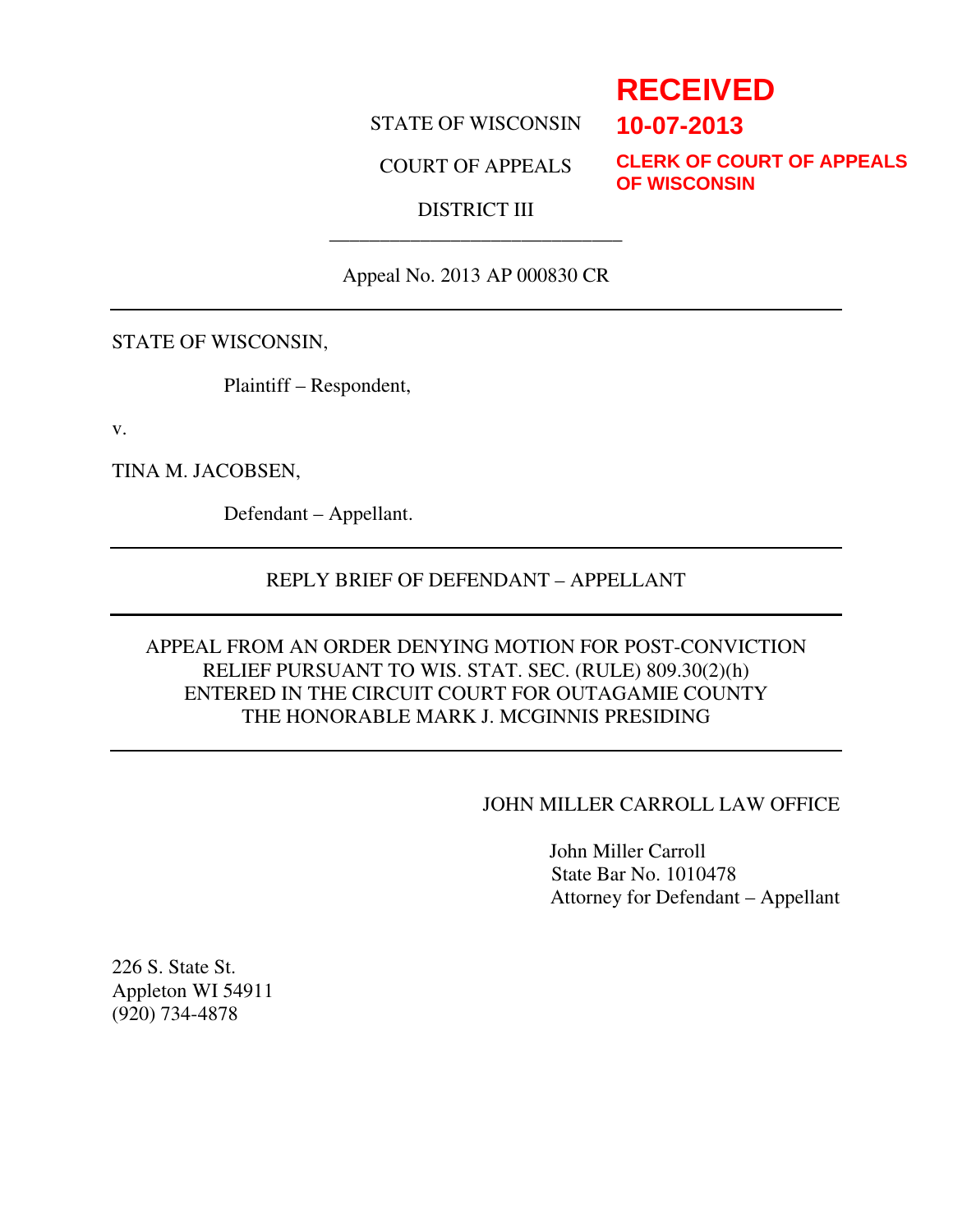RECEIVED

10-07-2013

CLERK OF COURT OF APPEALS OF WISCONSIN

STATE OF WISCONSIN

COURT OF APPEALS

DISTRICT III

---

Appeal No. 2013 AP 000830 CR

---

STATE OF WISCONSIN,

Plaintiff – Respondent,

v.

TINA M. JACOBSEN,

Defendant – Appellant.

---

REPLY BRIEF OF DEFENDANT – APPELLANT

---

APPEAL FROM AN ORDER DENYING MOTION FOR POST-CONVICTION RELIEF PURSUANT TO WIS. STAT. SEC. (RULE) 809.30(2)(h) ENTERED IN THE CIRCUIT COURT FOR OUTAGAMIE COUNTY THE HONORABLE MARK J. MCGINNIS PRESIDING

---

JOHN MILLER CARROLL LAW OFFICE

John Miller Carroll
State Bar No. 1010478
Attorney for Defendant – Appellant

226 S. State St.
Appleton WI 54911
(920) 734-4878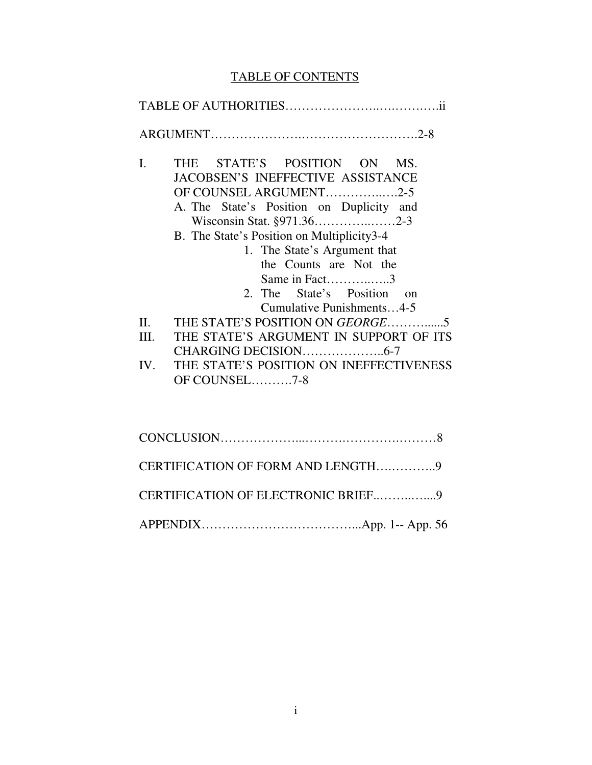# TABLE OF CONTENTS

TABLE OF AUTHORITIES…………………..….…….….ii

ARGUMENT…………………..……………………….2-8

I. THE STATE'S POSITION ON MS. JACOBSEN'S INEFFECTIVE ASSISTANCE OF COUNSEL ARGUMENT…………..….2-5
   - A. The State's Position on Duplicity and Wisconsin Stat. §971.36…………..……2-3
   - B. The State's Position on Multiplicity3-4
     1. The State's Argument that the Counts are Not the Same in Fact………..…..3
     2. The State's Position on Cumulative Punishments…4-5

II. THE STATE'S POSITION ON *GEORGE*……….......5

III. THE STATE'S ARGUMENT IN SUPPORT OF ITS CHARGING DECISION………………..6-7

IV. THE STATE'S POSITION ON INEFFECTIVENESS OF COUNSEL……….7-8

CONCLUSION………………...…………….………….………8

CERTIFICATION OF FORM AND LENGTH….………..9

CERTIFICATION OF ELECTRONIC BRIEF..……..…....9

APPENDIX………………………………...App. 1-- App. 56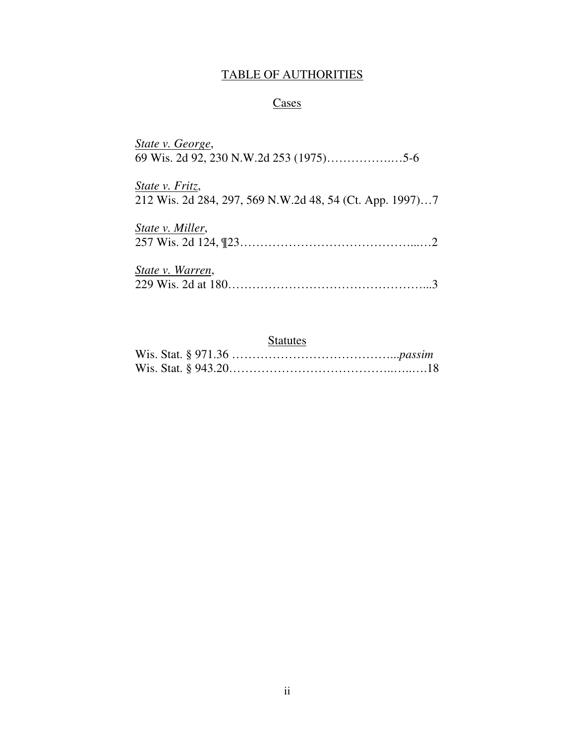# TABLE OF AUTHORITIES

## Cases

*State v. George*,
69 Wis. 2d 92, 230 N.W.2d 253 (1975)……………..…5-6

*State v. Fritz*,
212 Wis. 2d 284, 297, 569 N.W.2d 48, 54 (Ct. App. 1997)…7

*State v. Miller*,
257 Wis. 2d 124, ¶23……………………………………...…2

*State v. Warren*,
229 Wis. 2d at 180………………………………………...3

## Statutes

Wis. Stat. § 971.36 …………………………………...*passim*
Wis. Stat. § 943.20………………………………..…..….18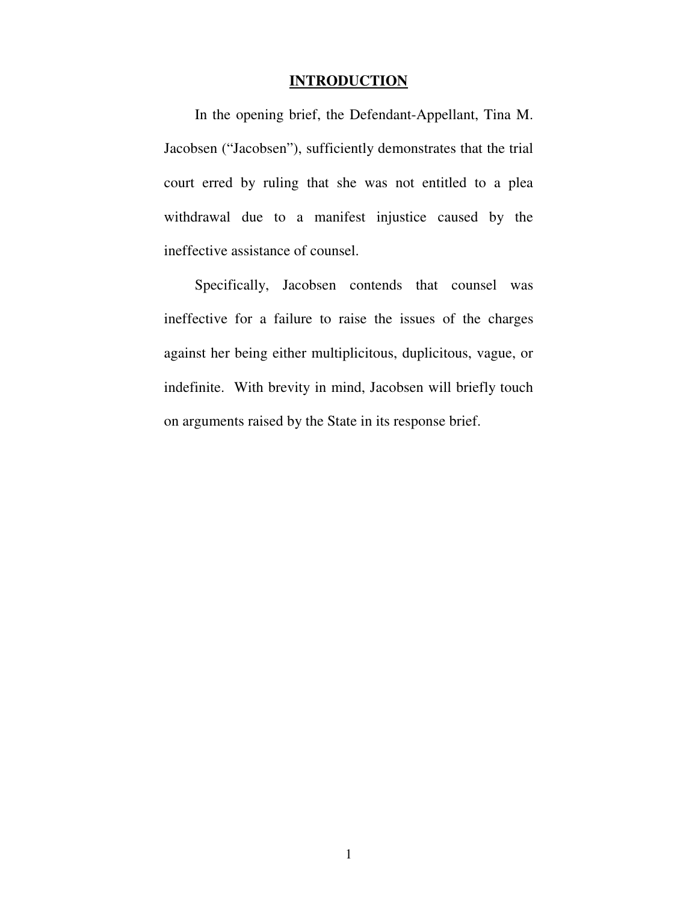# INTRODUCTION

In the opening brief, the Defendant-Appellant, Tina M. Jacobsen ("Jacobsen"), sufficiently demonstrates that the trial court erred by ruling that she was not entitled to a plea withdrawal due to a manifest injustice caused by the ineffective assistance of counsel.

Specifically, Jacobsen contends that counsel was ineffective for a failure to raise the issues of the charges against her being either multiplicitous, duplicitous, vague, or indefinite. With brevity in mind, Jacobsen will briefly touch on arguments raised by the State in its response brief.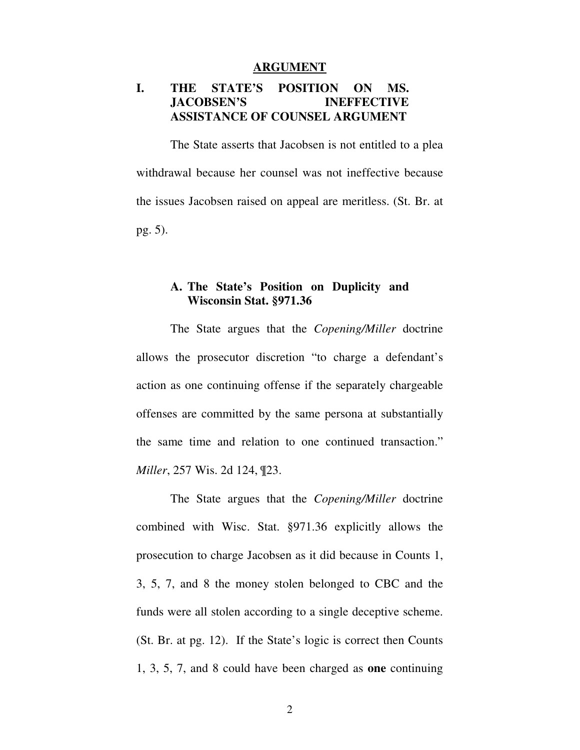## ARGUMENT

### I. THE STATE'S POSITION ON MS. JACOBSEN'S INEFFECTIVE ASSISTANCE OF COUNSEL ARGUMENT

The State asserts that Jacobsen is not entitled to a plea withdrawal because her counsel was not ineffective because the issues Jacobsen raised on appeal are meritless. (St. Br. at pg. 5).

#### A. The State's Position on Duplicity and Wisconsin Stat. §971.36

The State argues that the *Copening/Miller* doctrine allows the prosecutor discretion "to charge a defendant's action as one continuing offense if the separately chargeable offenses are committed by the same persona at substantially the same time and relation to one continued transaction." *Miller*, 257 Wis. 2d 124, ¶23.

The State argues that the *Copening/Miller* doctrine combined with Wisc. Stat. §971.36 explicitly allows the prosecution to charge Jacobsen as it did because in Counts 1, 3, 5, 7, and 8 the money stolen belonged to CBC and the funds were all stolen according to a single deceptive scheme. (St. Br. at pg. 12). If the State's logic is correct then Counts 1, 3, 5, 7, and 8 could have been charged as **one** continuing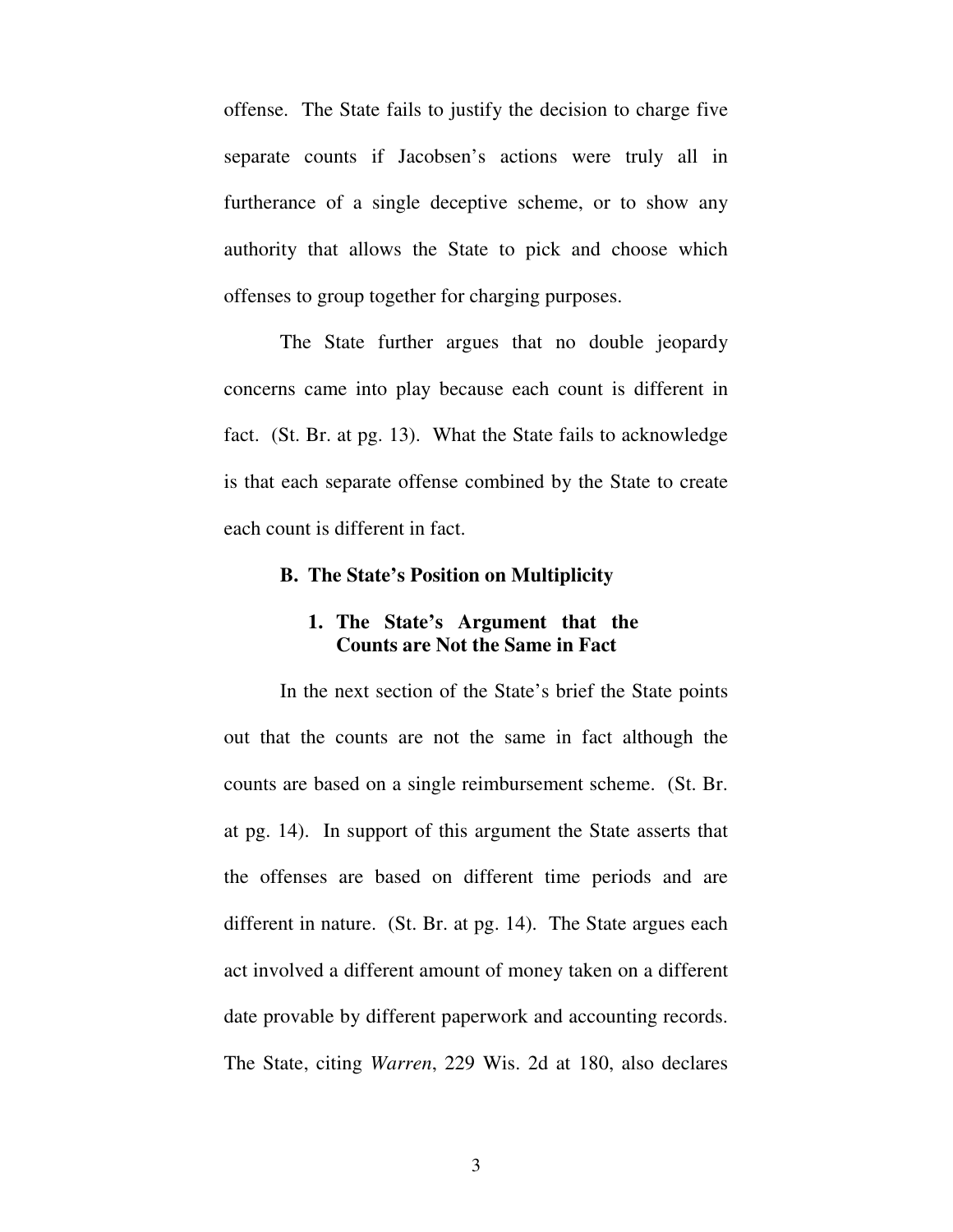offense. The State fails to justify the decision to charge five separate counts if Jacobsen's actions were truly all in furtherance of a single deceptive scheme, or to show any authority that allows the State to pick and choose which offenses to group together for charging purposes.

The State further argues that no double jeopardy concerns came into play because each count is different in fact. (St. Br. at pg. 13). What the State fails to acknowledge is that each separate offense combined by the State to create each count is different in fact.

### B. The State's Position on Multiplicity

#### 1. The State's Argument that the Counts are Not the Same in Fact

In the next section of the State's brief the State points out that the counts are not the same in fact although the counts are based on a single reimbursement scheme. (St. Br. at pg. 14). In support of this argument the State asserts that the offenses are based on different time periods and are different in nature. (St. Br. at pg. 14). The State argues each act involved a different amount of money taken on a different date provable by different paperwork and accounting records. The State, citing *Warren*, 229 Wis. 2d at 180, also declares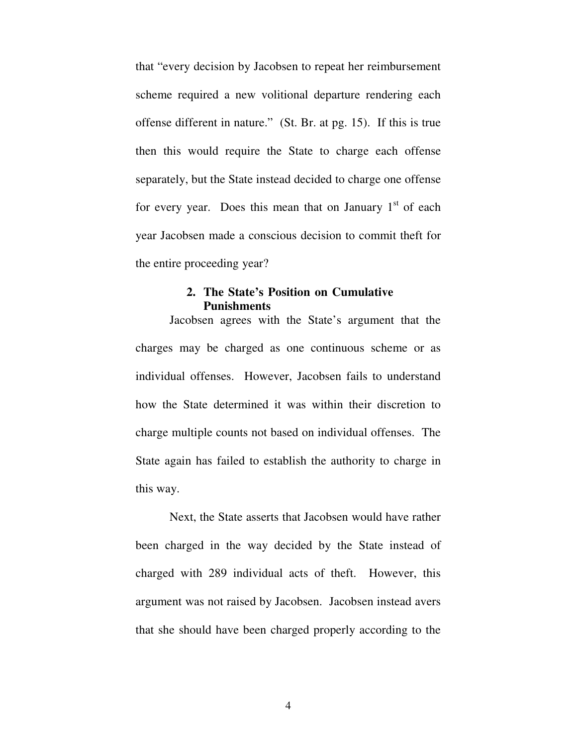that "every decision by Jacobsen to repeat her reimbursement scheme required a new volitional departure rendering each offense different in nature." (St. Br. at pg. 15). If this is true then this would require the State to charge each offense separately, but the State instead decided to charge one offense for every year. Does this mean that on January 1st of each year Jacobsen made a conscious decision to commit theft for the entire proceeding year?

**2. The State's Position on Cumulative Punishments**

Jacobsen agrees with the State's argument that the charges may be charged as one continuous scheme or as individual offenses. However, Jacobsen fails to understand how the State determined it was within their discretion to charge multiple counts not based on individual offenses. The State again has failed to establish the authority to charge in this way.

Next, the State asserts that Jacobsen would have rather been charged in the way decided by the State instead of charged with 289 individual acts of theft. However, this argument was not raised by Jacobsen. Jacobsen instead avers that she should have been charged properly according to the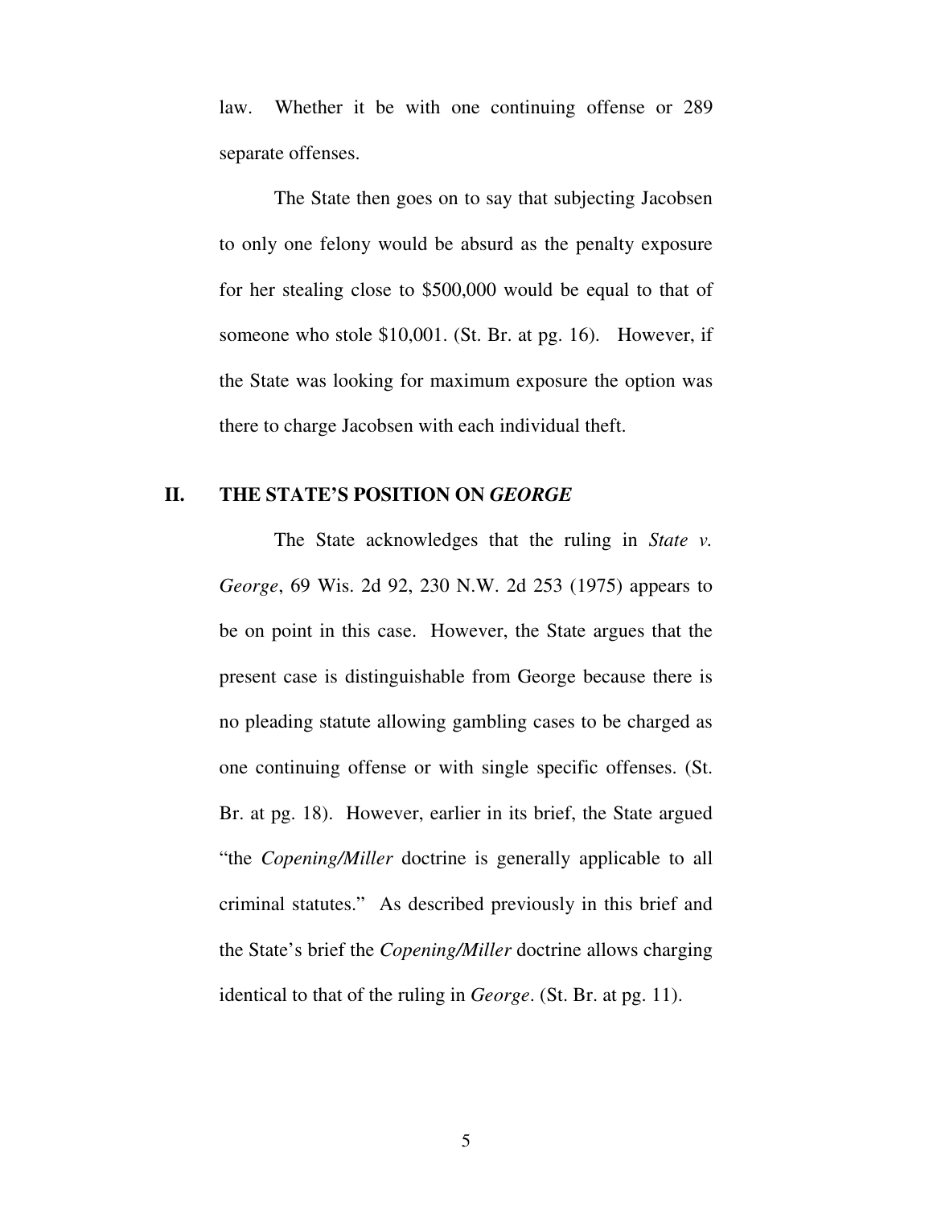law. Whether it be with one continuing offense or 289 separate offenses.

The State then goes on to say that subjecting Jacobsen to only one felony would be absurd as the penalty exposure for her stealing close to $500,000 would be equal to that of someone who stole $10,001. (St. Br. at pg. 16). However, if the State was looking for maximum exposure the option was there to charge Jacobsen with each individual theft.

## II. THE STATE'S POSITION ON *GEORGE*

The State acknowledges that the ruling in *State v. George*, 69 Wis. 2d 92, 230 N.W. 2d 253 (1975) appears to be on point in this case. However, the State argues that the present case is distinguishable from George because there is no pleading statute allowing gambling cases to be charged as one continuing offense or with single specific offenses. (St. Br. at pg. 18). However, earlier in its brief, the State argued "the *Copening/Miller* doctrine is generally applicable to all criminal statutes." As described previously in this brief and the State's brief the *Copening/Miller* doctrine allows charging identical to that of the ruling in *George*. (St. Br. at pg. 11).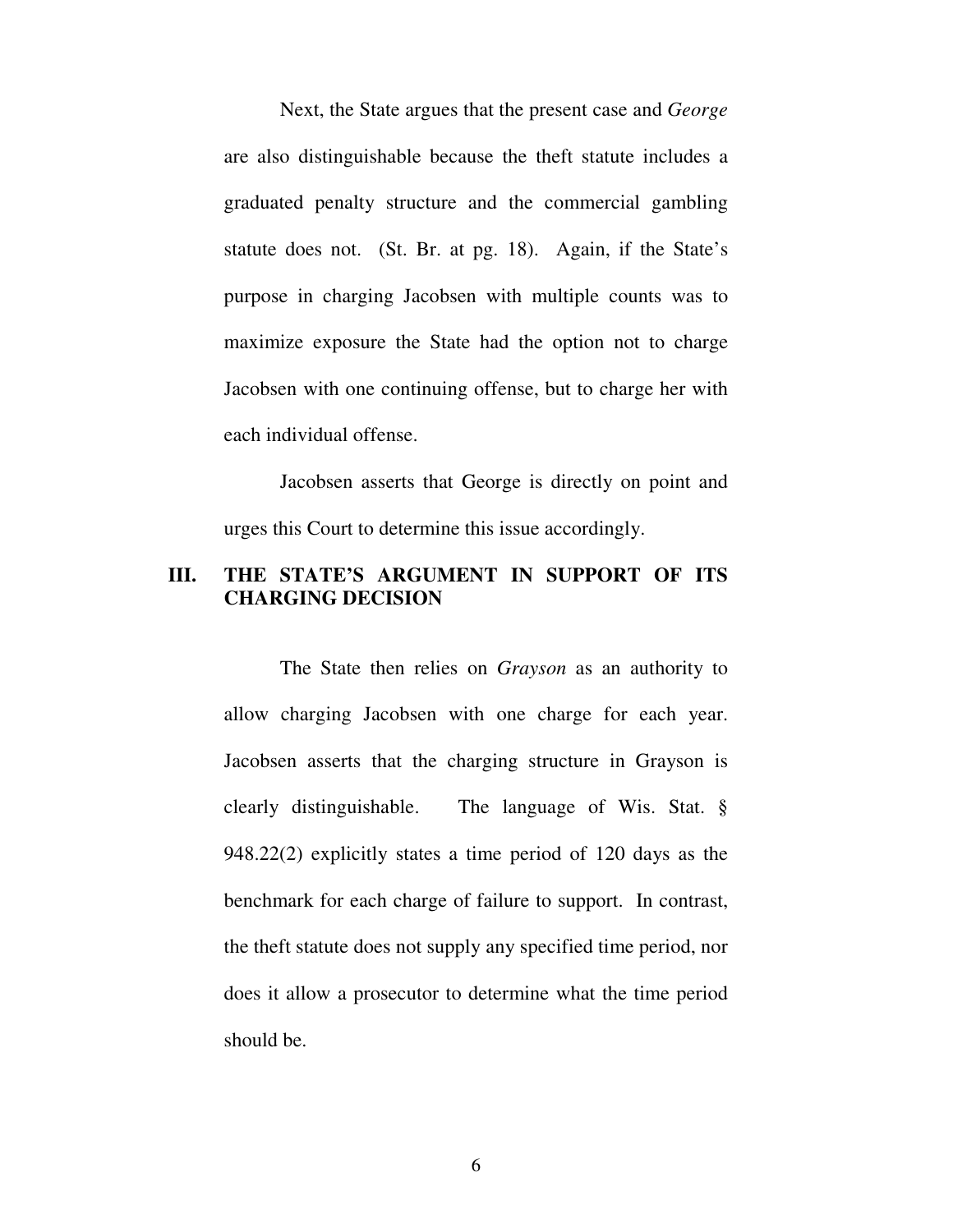Next, the State argues that the present case and *George* are also distinguishable because the theft statute includes a graduated penalty structure and the commercial gambling statute does not. (St. Br. at pg. 18). Again, if the State's purpose in charging Jacobsen with multiple counts was to maximize exposure the State had the option not to charge Jacobsen with one continuing offense, but to charge her with each individual offense.

Jacobsen asserts that George is directly on point and urges this Court to determine this issue accordingly.

## III. THE STATE'S ARGUMENT IN SUPPORT OF ITS CHARGING DECISION

The State then relies on *Grayson* as an authority to allow charging Jacobsen with one charge for each year. Jacobsen asserts that the charging structure in Grayson is clearly distinguishable. The language of Wis. Stat. § 948.22(2) explicitly states a time period of 120 days as the benchmark for each charge of failure to support. In contrast, the theft statute does not supply any specified time period, nor does it allow a prosecutor to determine what the time period should be.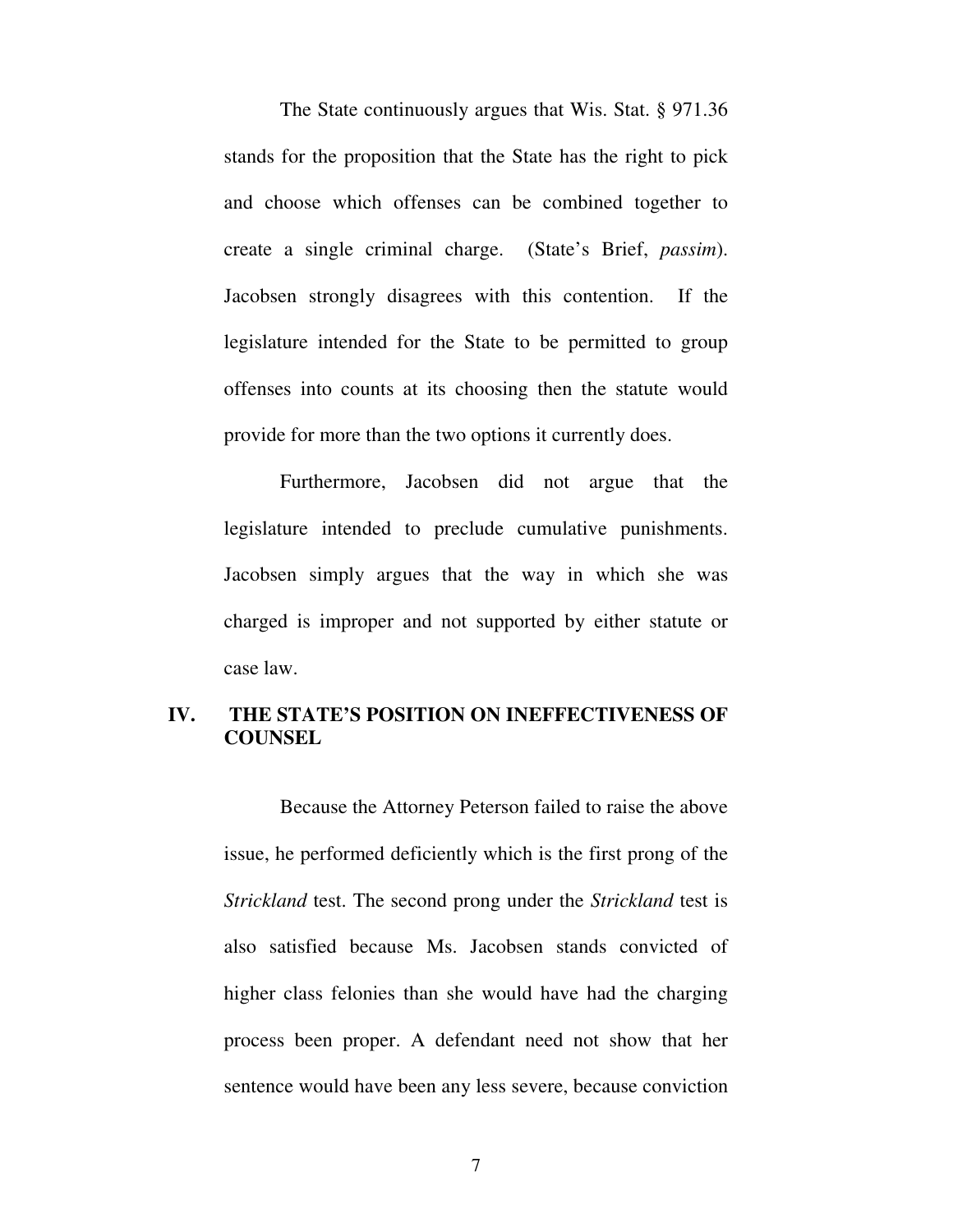The State continuously argues that Wis. Stat. § 971.36 stands for the proposition that the State has the right to pick and choose which offenses can be combined together to create a single criminal charge. (State's Brief, *passim*). Jacobsen strongly disagrees with this contention. If the legislature intended for the State to be permitted to group offenses into counts at its choosing then the statute would provide for more than the two options it currently does.

Furthermore, Jacobsen did not argue that the legislature intended to preclude cumulative punishments. Jacobsen simply argues that the way in which she was charged is improper and not supported by either statute or case law.

## IV. THE STATE'S POSITION ON INEFFECTIVENESS OF COUNSEL

Because the Attorney Peterson failed to raise the above issue, he performed deficiently which is the first prong of the *Strickland* test. The second prong under the *Strickland* test is also satisfied because Ms. Jacobsen stands convicted of higher class felonies than she would have had the charging process been proper. A defendant need not show that her sentence would have been any less severe, because conviction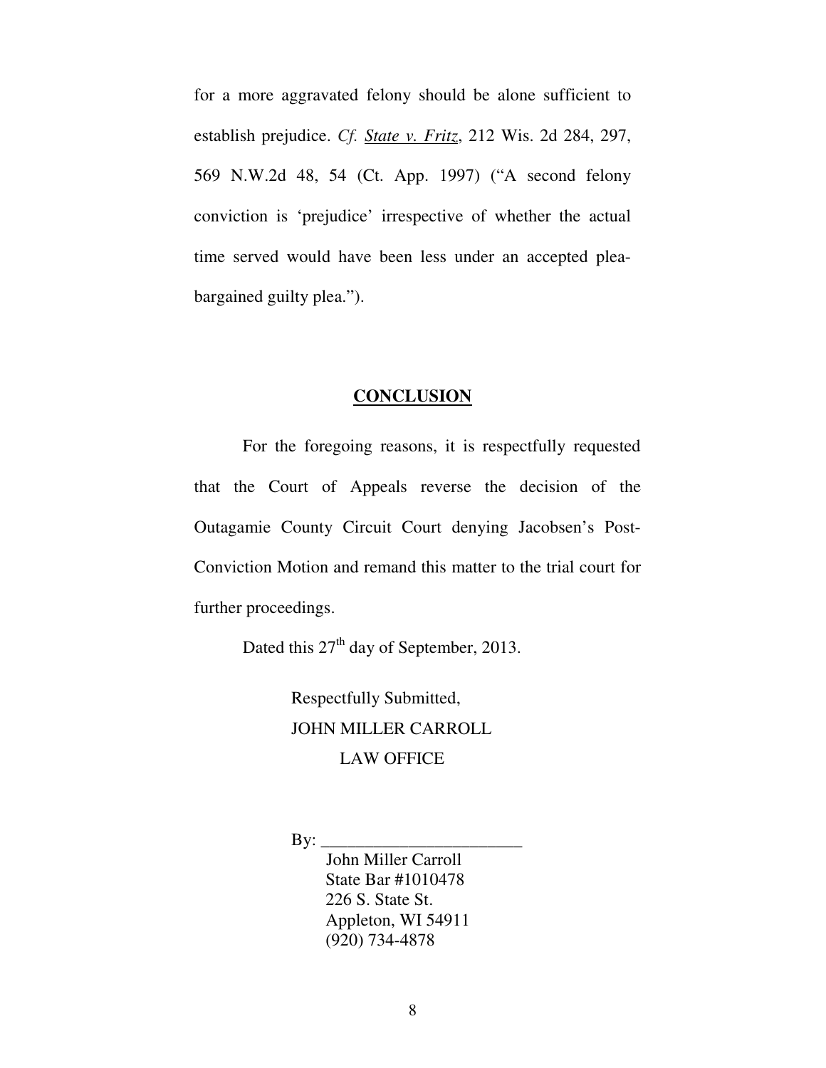for a more aggravated felony should be alone sufficient to establish prejudice. *Cf.* *State v. Fritz*, 212 Wis. 2d 284, 297, 569 N.W.2d 48, 54 (Ct. App. 1997) ("A second felony conviction is 'prejudice' irrespective of whether the actual time served would have been less under an accepted plea-bargained guilty plea.").

## CONCLUSION

For the foregoing reasons, it is respectfully requested that the Court of Appeals reverse the decision of the Outagamie County Circuit Court denying Jacobsen's Post-Conviction Motion and remand this matter to the trial court for further proceedings.

Dated this 27th day of September, 2013.

Respectfully Submitted,
JOHN MILLER CARROLL
LAW OFFICE

By: _______________________
John Miller Carroll
State Bar #1010478
226 S. State St.
Appleton, WI 54911
(920) 734-4878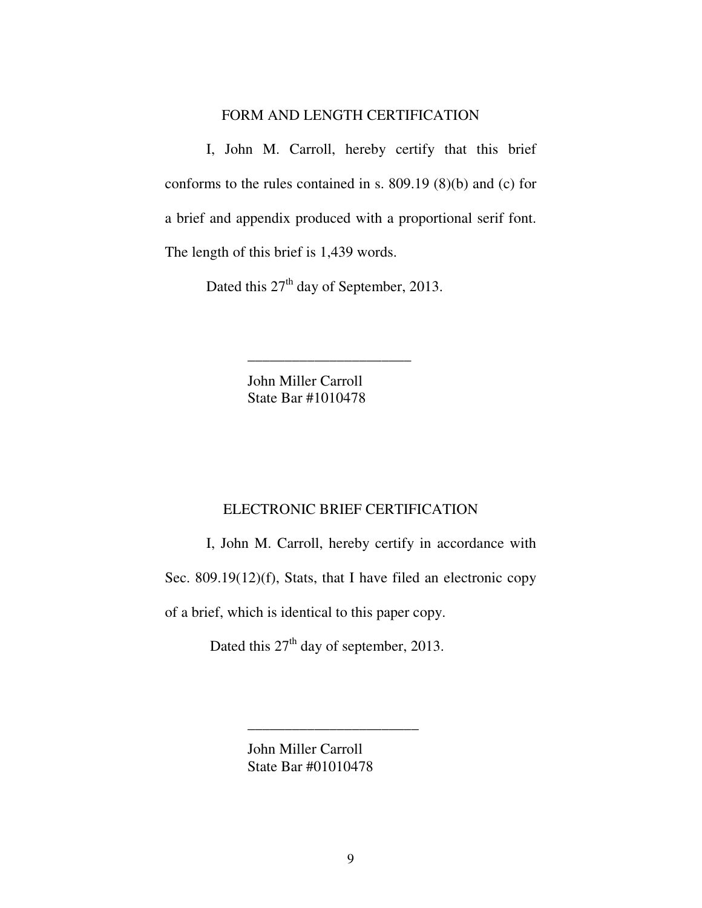## FORM AND LENGTH CERTIFICATION

I, John M. Carroll, hereby certify that this brief conforms to the rules contained in s. 809.19 (8)(b) and (c) for a brief and appendix produced with a proportional serif font. The length of this brief is 1,439 words.

Dated this 27th day of September, 2013.

______________________

John Miller Carroll
State Bar #1010478

## ELECTRONIC BRIEF CERTIFICATION

I, John M. Carroll, hereby certify in accordance with Sec. 809.19(12)(f), Stats, that I have filed an electronic copy of a brief, which is identical to this paper copy.

Dated this 27th day of september, 2013.

______________________

John Miller Carroll
State Bar #01010478